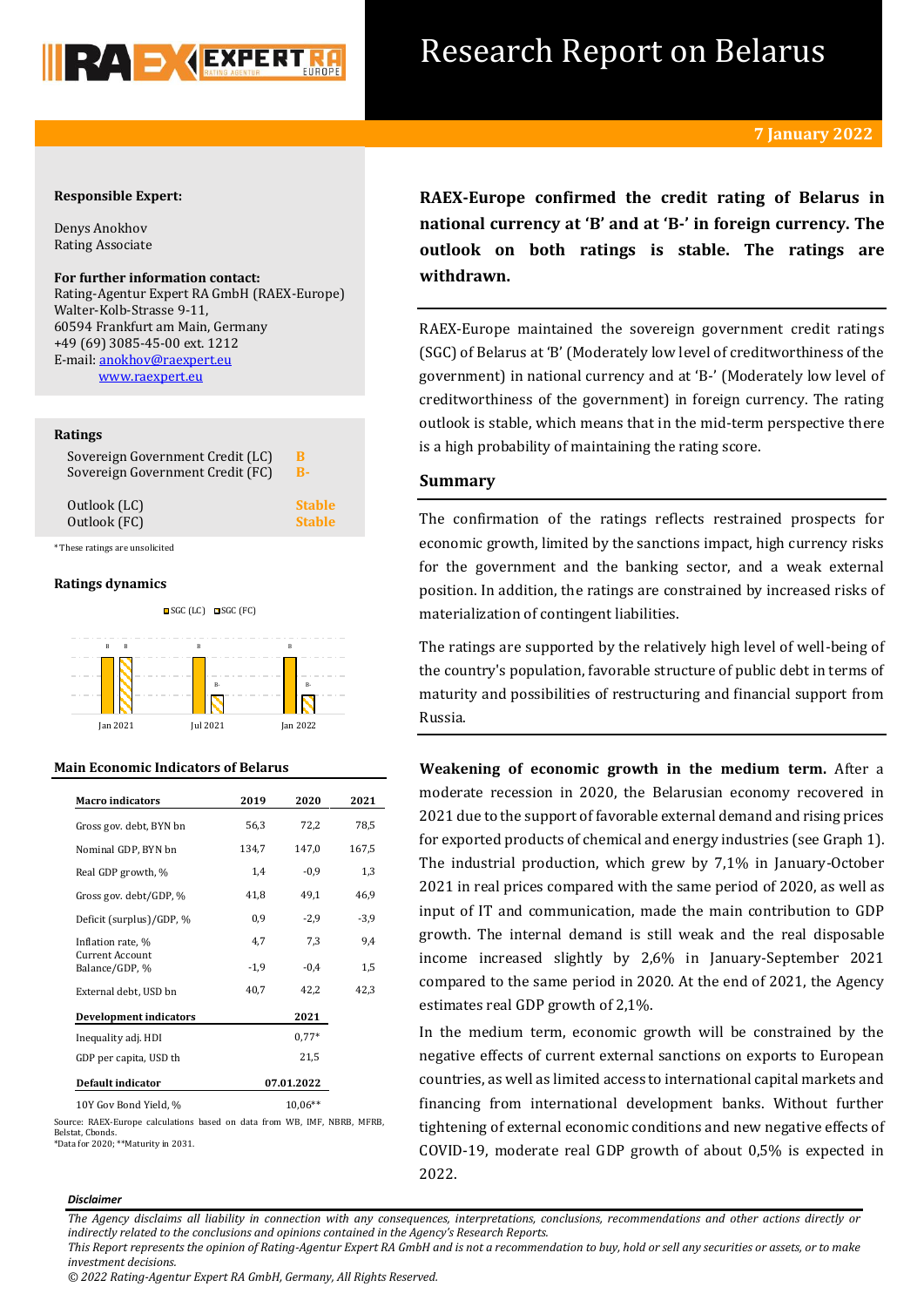# Research Report on Belarus

**7 January 2022**

**Responsible Expert:**

Denys Anokhov
Rating Associate

**For further information contact:**
Rating-Agentur Expert RA GmbH (RAEX-Europe)
Walter-Kolb-Strasse 9-11,
60594 Frankfurt am Main, Germany
+49 (69) 3085-45-00 ext. 1212
E-mail: anokhov@raexpert.eu
www.raexpert.eu

**Ratings**

| | |
|---|---|
| Sovereign Government Credit (LC) | B |
| Sovereign Government Credit (FC) | B- |
| Outlook (LC) | Stable |
| Outlook (FC) | Stable |

*These ratings are unsolicited

**Ratings dynamics**

SGC (LC) SGC (FC)

B B B B- B B-

Jan 2021 Jul 2021 Jan 2022

**Main Economic Indicators of Belarus**

| Macro indicators | 2019 | 2020 | 2021 |
|---|---|---|---|
| Gross gov. debt, BYN bn | 56,3 | 72,2 | 78,5 |
| Nominal GDP, BYN bn | 134,7 | 147,0 | 167,5 |
| Real GDP growth, % | 1,4 | -0,9 | 1,3 |
| Gross gov. debt/GDP, % | 41,8 | 49,1 | 46,9 |
| Deficit (surplus)/GDP, % | 0,9 | -2,9 | -3,9 |
| Inflation rate, % | 4,7 | 7,3 | 9,4 |
| Current Account Balance/GDP, % | -1,9 | -0,4 | 1,5 |
| External debt, USD bn | 40,7 | 42,2 | 42,3 |
| **Development indicators** | | **2021** | |
| Inequality adj. HDI | | 0,77* | |
| GDP per capita, USD th | | 21,5 | |
| **Default indicator** | | **07.01.2022** | |
| 10Y Gov Bond Yield, % | | 10,06** | |

Source: RAEX-Europe calculations based on data from WB, IMF, NBRB, MFRB, Belstat, Cbonds.
*Data for 2020; **Maturity in 2031.

**RAEX-Europe confirmed the credit rating of Belarus in national currency at 'B' and at 'B-' in foreign currency. The outlook on both ratings is stable. The ratings are withdrawn.**

RAEX-Europe maintained the sovereign government credit ratings (SGC) of Belarus at 'B' (Moderately low level of creditworthiness of the government) in national currency and at 'B-' (Moderately low level of creditworthiness of the government) in foreign currency. The rating outlook is stable, which means that in the mid-term perspective there is a high probability of maintaining the rating score.

## Summary

The confirmation of the ratings reflects restrained prospects for economic growth, limited by the sanctions impact, high currency risks for the government and the banking sector, and a weak external position. In addition, the ratings are constrained by increased risks of materialization of contingent liabilities.

The ratings are supported by the relatively high level of well-being of the country's population, favorable structure of public debt in terms of maturity and possibilities of restructuring and financial support from Russia.

**Weakening of economic growth in the medium term.** After a moderate recession in 2020, the Belarusian economy recovered in 2021 due to the support of favorable external demand and rising prices for exported products of chemical and energy industries (see Graph 1). The industrial production, which grew by 7,1% in January-October 2021 in real prices compared with the same period of 2020, as well as input of IT and communication, made the main contribution to GDP growth. The internal demand is still weak and the real disposable income increased slightly by 2,6% in January-September 2021 compared to the same period in 2020. At the end of 2021, the Agency estimates real GDP growth of 2,1%.

In the medium term, economic growth will be constrained by the negative effects of current external sanctions on exports to European countries, as well as limited access to international capital markets and financing from international development banks. Without further tightening of external economic conditions and new negative effects of COVID-19, moderate real GDP growth of about 0,5% is expected in 2022.

*Disclaimer*

*The Agency disclaims all liability in connection with any consequences, interpretations, conclusions, recommendations and other actions directly or indirectly related to the conclusions and opinions contained in the Agency's Research Reports.*
*This Report represents the opinion of Rating-Agentur Expert RA GmbH and is not a recommendation to buy, hold or sell any securities or assets, or to make investment decisions.*
*© 2022 Rating-Agentur Expert RA GmbH, Germany, All Rights Reserved.*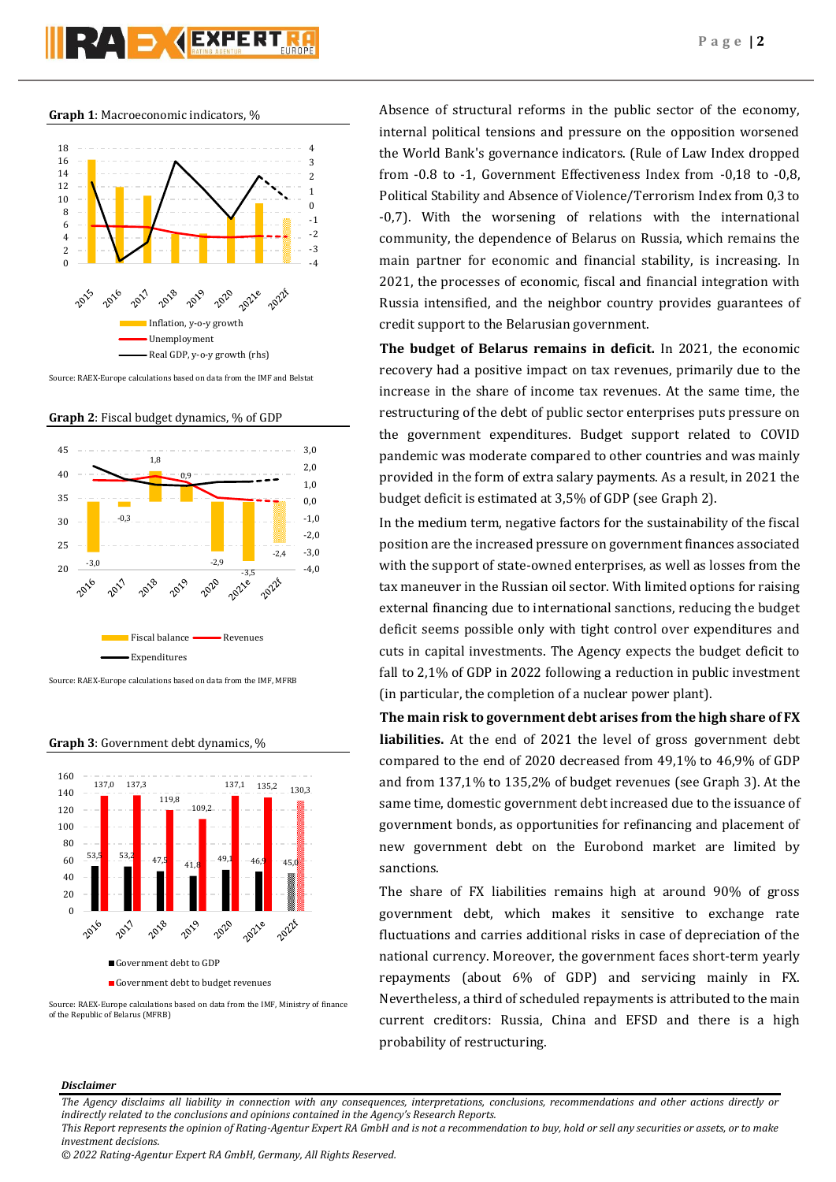**Graph 1**: Macroeconomic indicators, %

18
16
14
12
10
8
6
4
2
0

4
3
2
1
0
-1
-2
-3
-4

2015 2016 2017 2018 2019 2020 2021e 2022f

Inflation, y-o-y growth
Unemployment
Real GDP, y-o-y growth (rhs)

Source: RAEX-Europe calculations based on data from the IMF and Belstat

**Graph 2**: Fiscal budget dynamics, % of GDP

45
40
35
30
25
20

3,0
2,0
1,0
0,0
-1,0
-2,0
-3,0
-4,0

1,8
0,9
-0,3
-3,0
-2,9
-3,5
-2,4

2016 2017 2018 2019 2020 2021e 2022f

Fiscal balance
Revenues
Expenditures

Source: RAEX-Europe calculations based on data from the IMF, MFRB

**Graph 3**: Government debt dynamics, %

160
140
120
100
80
60
40
20
0

137,0 137,3 119,8 109,2 137,1 135,2 130,3
53,5 53,2 47,5 41,8 49,1 46,9 45,0

2016 2017 2018 2019 2020 2021e 2022f

Government debt to GDP
Government debt to budget revenues

Source: RAEX-Europe calculations based on data from the IMF, Ministry of finance of the Republic of Belarus (MFRB)

Absence of structural reforms in the public sector of the economy, internal political tensions and pressure on the opposition worsened the World Bank's governance indicators. (Rule of Law Index dropped from -0.8 to -1, Government Effectiveness Index from -0,18 to -0,8, Political Stability and Absence of Violence/Terrorism Index from 0,3 to -0,7). With the worsening of relations with the international community, the dependence of Belarus on Russia, which remains the main partner for economic and financial stability, is increasing. In 2021, the processes of economic, fiscal and financial integration with Russia intensified, and the neighbor country provides guarantees of credit support to the Belarusian government.

**The budget of Belarus remains in deficit.** In 2021, the economic recovery had a positive impact on tax revenues, primarily due to the increase in the share of income tax revenues. At the same time, the restructuring of the debt of public sector enterprises puts pressure on the government expenditures. Budget support related to COVID pandemic was moderate compared to other countries and was mainly provided in the form of extra salary payments. As a result, in 2021 the budget deficit is estimated at 3,5% of GDP (see Graph 2).

In the medium term, negative factors for the sustainability of the fiscal position are the increased pressure on government finances associated with the support of state-owned enterprises, as well as losses from the tax maneuver in the Russian oil sector. With limited options for raising external financing due to international sanctions, reducing the budget deficit seems possible only with tight control over expenditures and cuts in capital investments. The Agency expects the budget deficit to fall to 2,1% of GDP in 2022 following a reduction in public investment (in particular, the completion of a nuclear power plant).

**The main risk to government debt arises from the high share of FX liabilities.** At the end of 2021 the level of gross government debt compared to the end of 2020 decreased from 49,1% to 46,9% of GDP and from 137,1% to 135,2% of budget revenues (see Graph 3). At the same time, domestic government debt increased due to the issuance of government bonds, as opportunities for refinancing and placement of new government debt on the Eurobond market are limited by sanctions.

The share of FX liabilities remains high at around 90% of gross government debt, which makes it sensitive to exchange rate fluctuations and carries additional risks in case of depreciation of the national currency. Moreover, the government faces short-term yearly repayments (about 6% of GDP) and servicing mainly in FX. Nevertheless, a third of scheduled repayments is attributed to the main current creditors: Russia, China and EFSD and there is a high probability of restructuring.

***Disclaimer***

*The Agency disclaims all liability in connection with any consequences, interpretations, conclusions, recommendations and other actions directly or indirectly related to the conclusions and opinions contained in the Agency's Research Reports.*

*This Report represents the opinion of Rating-Agentur Expert RA GmbH and is not a recommendation to buy, hold or sell any securities or assets, or to make investment decisions.*

*© 2022 Rating-Agentur Expert RA GmbH, Germany, All Rights Reserved.*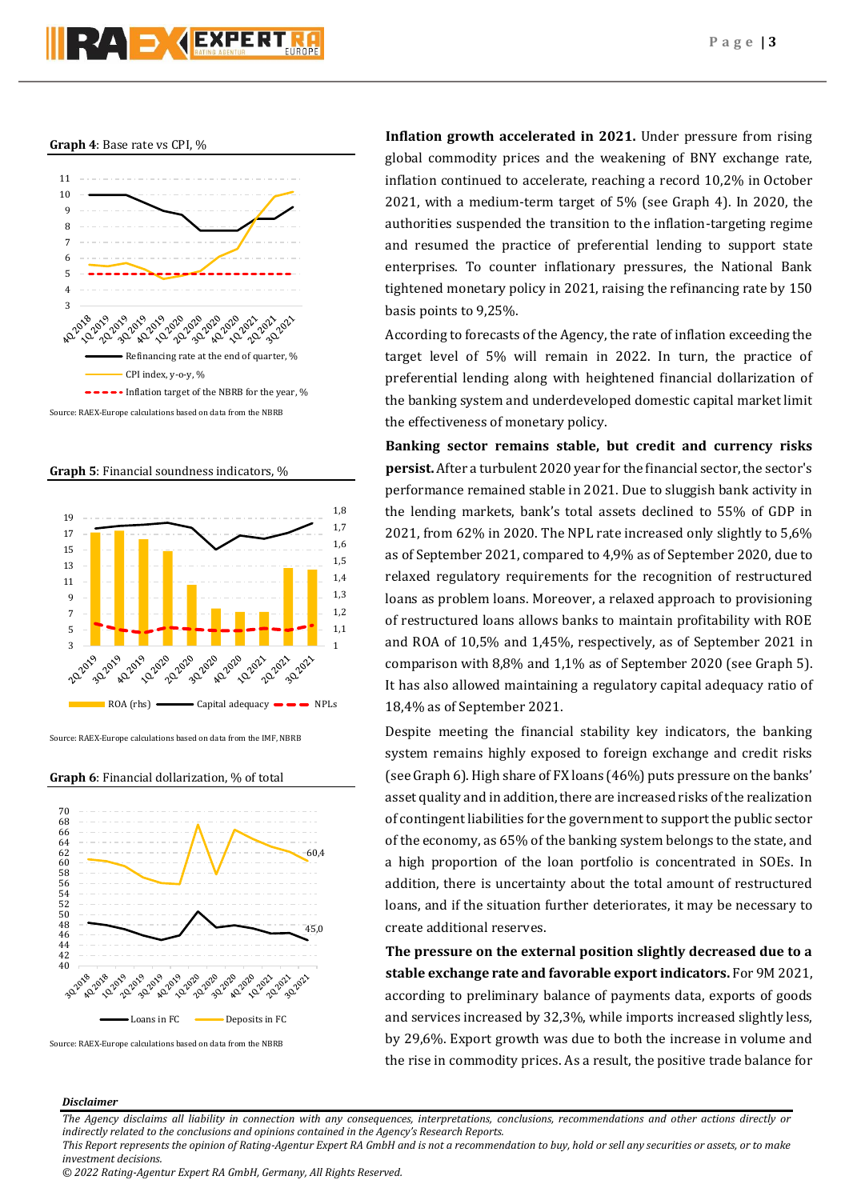**Graph 4**: Base rate vs CPI, %

11
10
9
8
7
6
5
4
3

4Q 2018 1Q 2019 2Q 2019 3Q 2019 4Q 2019 1Q 2020 2Q 2020 3Q 2020 4Q 2020 1Q 2021 2Q 2021 3Q 2021

Refinancing rate at the end of quarter, %
CPI index, y-o-y, %
Inflation target of the NBRB for the year, %

Source: RAEX-Europe calculations based on data from the NBRB

**Graph 5**: Financial soundness indicators, %

19
17
15
13
11
9
7
5
3

1,8
1,7
1,6
1,5
1,4
1,3
1,2
1,1
1

2Q 2019 3Q 2019 4Q 2019 1Q 2020 2Q 2020 3Q 2020 4Q 2020 1Q 2021 2Q 2021 3Q 2021

ROA (rhs) Capital adequacy NPLs

Source: RAEX-Europe calculations based on data from the IMF, NBRB

**Graph 6**: Financial dollarization, % of total

70
68
66
64
62
60
58
56
54
52
50
48
46
44
42
40

60,4
45,0

3Q 2018 4Q 2018 1Q 2019 2Q 2019 3Q 2019 4Q 2019 1Q 2020 2Q 2020 3Q 2020 4Q 2020 1Q 2021 2Q 2021 3Q 2021

Loans in FC Deposits in FC

Source: RAEX-Europe calculations based on data from the NBRB

**Inflation growth accelerated in 2021.** Under pressure from rising global commodity prices and the weakening of BNY exchange rate, inflation continued to accelerate, reaching a record 10,2% in October 2021, with a medium-term target of 5% (see Graph 4). In 2020, the authorities suspended the transition to the inflation-targeting regime and resumed the practice of preferential lending to support state enterprises. To counter inflationary pressures, the National Bank tightened monetary policy in 2021, raising the refinancing rate by 150 basis points to 9,25%.

According to forecasts of the Agency, the rate of inflation exceeding the target level of 5% will remain in 2022. In turn, the practice of preferential lending along with heightened financial dollarization of the banking system and underdeveloped domestic capital market limit the effectiveness of monetary policy.

**Banking sector remains stable, but credit and currency risks persist.** After a turbulent 2020 year for the financial sector, the sector's performance remained stable in 2021. Due to sluggish bank activity in the lending markets, bank's total assets declined to 55% of GDP in 2021, from 62% in 2020. The NPL rate increased only slightly to 5,6% as of September 2021, compared to 4,9% as of September 2020, due to relaxed regulatory requirements for the recognition of restructured loans as problem loans. Moreover, a relaxed approach to provisioning of restructured loans allows banks to maintain profitability with ROE and ROA of 10,5% and 1,45%, respectively, as of September 2021 in comparison with 8,8% and 1,1% as of September 2020 (see Graph 5). It has also allowed maintaining a regulatory capital adequacy ratio of 18,4% as of September 2021.

Despite meeting the financial stability key indicators, the banking system remains highly exposed to foreign exchange and credit risks (see Graph 6). High share of FX loans (46%) puts pressure on the banks' asset quality and in addition, there are increased risks of the realization of contingent liabilities for the government to support the public sector of the economy, as 65% of the banking system belongs to the state, and a high proportion of the loan portfolio is concentrated in SOEs. In addition, there is uncertainty about the total amount of restructured loans, and if the situation further deteriorates, it may be necessary to create additional reserves.

**The pressure on the external position slightly decreased due to a stable exchange rate and favorable export indicators.** For 9M 2021, according to preliminary balance of payments data, exports of goods and services increased by 32,3%, while imports increased slightly less, by 29,6%. Export growth was due to both the increase in volume and the rise in commodity prices. As a result, the positive trade balance for

***Disclaimer***

*The Agency disclaims all liability in connection with any consequences, interpretations, conclusions, recommendations and other actions directly or indirectly related to the conclusions and opinions contained in the Agency's Research Reports.*
*This Report represents the opinion of Rating-Agentur Expert RA GmbH and is not a recommendation to buy, hold or sell any securities or assets, or to make investment decisions.*
*© 2022 Rating-Agentur Expert RA GmbH, Germany, All Rights Reserved.*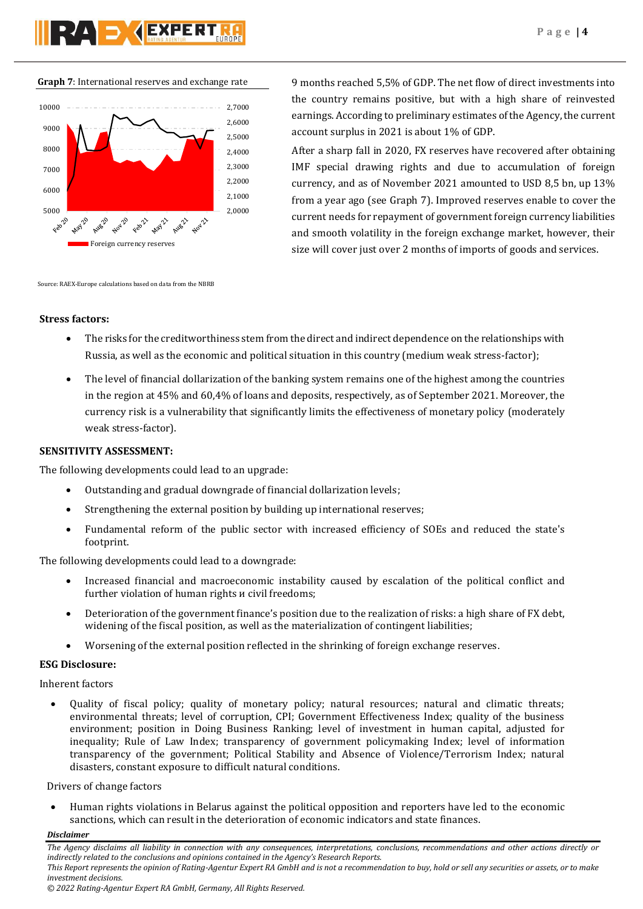**Graph 7**: International reserves and exchange rate

10000
9000
8000
7000
6000
5000

2,7000
2,6000
2,5000
2,4000
2,3000
2,2000
2,1000
2,0000

Feb 20, May 20, Aug 20, Nov 20, Feb 21, May 21, Aug 21, Nov 21

Foreign currency reserves

Source: RAEX-Europe calculations based on data from the NBRB

9 months reached 5,5% of GDP. The net flow of direct investments into the country remains positive, but with a high share of reinvested earnings. According to preliminary estimates of the Agency, the current account surplus in 2021 is about 1% of GDP.

After a sharp fall in 2020, FX reserves have recovered after obtaining IMF special drawing rights and due to accumulation of foreign currency, and as of November 2021 amounted to USD 8,5 bn, up 13% from a year ago (see Graph 7). Improved reserves enable to cover the current needs for repayment of government foreign currency liabilities and smooth volatility in the foreign exchange market, however, their size will cover just over 2 months of imports of goods and services.

**Stress factors:**

- The risks for the creditworthiness stem from the direct and indirect dependence on the relationships with Russia, as well as the economic and political situation in this country (medium weak stress-factor);
- The level of financial dollarization of the banking system remains one of the highest among the countries in the region at 45% and 60,4% of loans and deposits, respectively, as of September 2021. Moreover, the currency risk is a vulnerability that significantly limits the effectiveness of monetary policy (moderately weak stress-factor).

**SENSITIVITY ASSESSMENT:**

The following developments could lead to an upgrade:

- Outstanding and gradual downgrade of financial dollarization levels;
- Strengthening the external position by building up international reserves;
- Fundamental reform of the public sector with increased efficiency of SOEs and reduced the state's footprint.

The following developments could lead to a downgrade:

- Increased financial and macroeconomic instability caused by escalation of the political conflict and further violation of human rights и civil freedoms;
- Deterioration of the government finance's position due to the realization of risks: a high share of FX debt, widening of the fiscal position, as well as the materialization of contingent liabilities;
- Worsening of the external position reflected in the shrinking of foreign exchange reserves.

**ESG Disclosure:**

Inherent factors

- Quality of fiscal policy; quality of monetary policy; natural resources; natural and climatic threats; environmental threats; level of corruption, CPI; Government Effectiveness Index; quality of the business environment; position in Doing Business Ranking; level of investment in human capital, adjusted for inequality; Rule of Law Index; transparency of government policymaking Index; level of information transparency of the government; Political Stability and Absence of Violence/Terrorism Index; natural disasters, constant exposure to difficult natural conditions.

Drivers of change factors

- Human rights violations in Belarus against the political opposition and reporters have led to the economic sanctions, which can result in the deterioration of economic indicators and state finances.

***Disclaimer***

*The Agency disclaims all liability in connection with any consequences, interpretations, conclusions, recommendations and other actions directly or indirectly related to the conclusions and opinions contained in the Agency's Research Reports.*

*This Report represents the opinion of Rating-Agentur Expert RA GmbH and is not a recommendation to buy, hold or sell any securities or assets, or to make investment decisions.*

*© 2022 Rating-Agentur Expert RA GmbH, Germany, All Rights Reserved.*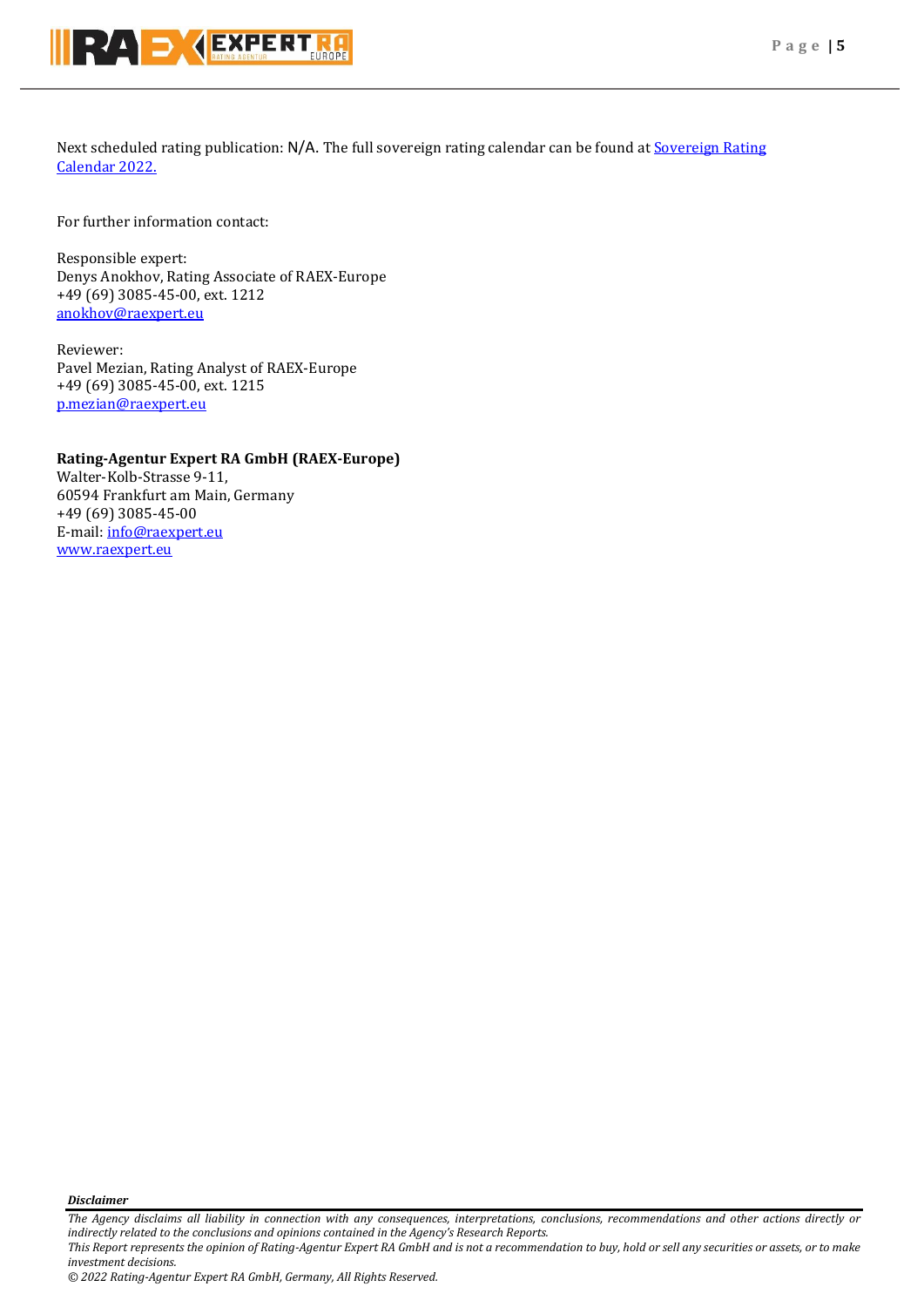Next scheduled rating publication: N/A. The full sovereign rating calendar can be found at Sovereign Rating Calendar 2022.

For further information contact:

Responsible expert:
Denys Anokhov, Rating Associate of RAEX-Europe
+49 (69) 3085-45-00, ext. 1212
anokhov@raexpert.eu

Reviewer:
Pavel Mezian, Rating Analyst of RAEX-Europe
+49 (69) 3085-45-00, ext. 1215
p.mezian@raexpert.eu

**Rating-Agentur Expert RA GmbH (RAEX-Europe)**
Walter-Kolb-Strasse 9-11,
60594 Frankfurt am Main, Germany
+49 (69) 3085-45-00
E-mail: info@raexpert.eu
www.raexpert.eu

***Disclaimer***

*The Agency disclaims all liability in connection with any consequences, interpretations, conclusions, recommendations and other actions directly or indirectly related to the conclusions and opinions contained in the Agency's Research Reports.*
*This Report represents the opinion of Rating-Agentur Expert RA GmbH and is not a recommendation to buy, hold or sell any securities or assets, or to make investment decisions.*
*© 2022 Rating-Agentur Expert RA GmbH, Germany, All Rights Reserved.*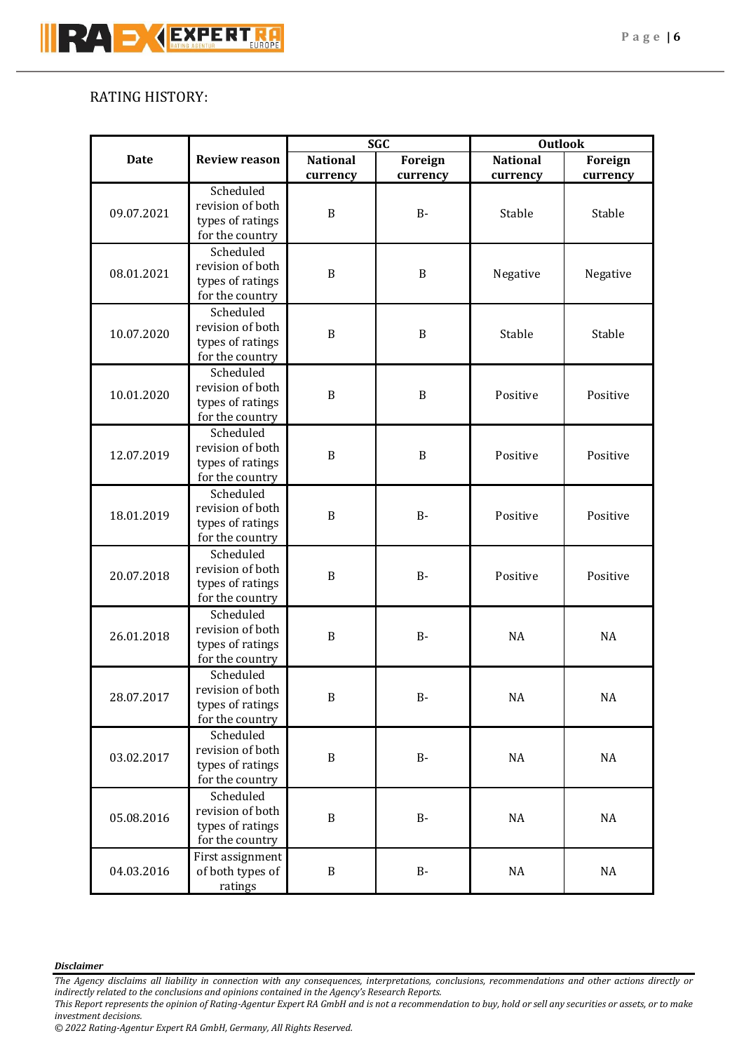RATING HISTORY:

| Date | Review reason | SGC | | Outlook | |
|---|---|---|---|---|---|
| | | National currency | Foreign currency | National currency | Foreign currency |
| 09.07.2021 | Scheduled revision of both types of ratings for the country | B | B- | Stable | Stable |
| 08.01.2021 | Scheduled revision of both types of ratings for the country | B | B | Negative | Negative |
| 10.07.2020 | Scheduled revision of both types of ratings for the country | B | B | Stable | Stable |
| 10.01.2020 | Scheduled revision of both types of ratings for the country | B | B | Positive | Positive |
| 12.07.2019 | Scheduled revision of both types of ratings for the country | B | B | Positive | Positive |
| 18.01.2019 | Scheduled revision of both types of ratings for the country | B | B- | Positive | Positive |
| 20.07.2018 | Scheduled revision of both types of ratings for the country | B | B- | Positive | Positive |
| 26.01.2018 | Scheduled revision of both types of ratings for the country | B | B- | NA | NA |
| 28.07.2017 | Scheduled revision of both types of ratings for the country | B | B- | NA | NA |
| 03.02.2017 | Scheduled revision of both types of ratings for the country | B | B- | NA | NA |
| 05.08.2016 | Scheduled revision of both types of ratings for the country | B | B- | NA | NA |
| 04.03.2016 | First assignment of both types of ratings | B | B- | NA | NA |

***Disclaimer***

*The Agency disclaims all liability in connection with any consequences, interpretations, conclusions, recommendations and other actions directly or indirectly related to the conclusions and opinions contained in the Agency's Research Reports.*
*This Report represents the opinion of Rating-Agentur Expert RA GmbH and is not a recommendation to buy, hold or sell any securities or assets, or to make investment decisions.*
*© 2022 Rating-Agentur Expert RA GmbH, Germany, All Rights Reserved.*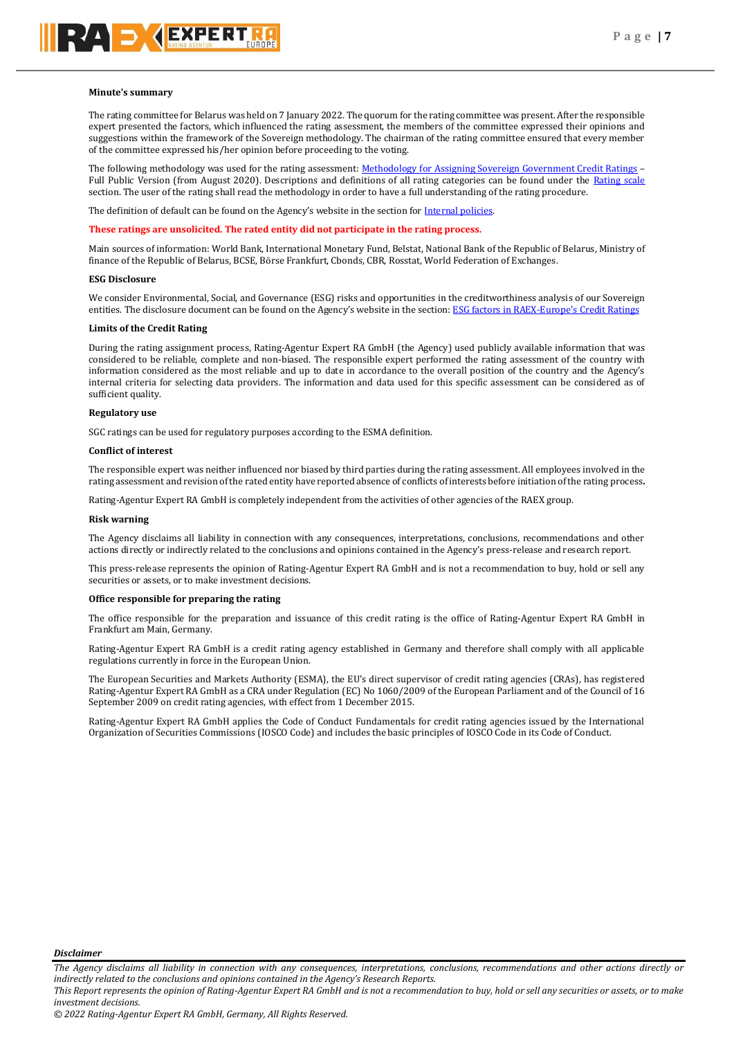**Minute's summary**

The rating committee for Belarus was held on 7 January 2022. The quorum for the rating committee was present. After the responsible expert presented the factors, which influenced the rating assessment, the members of the committee expressed their opinions and suggestions within the framework of the Sovereign methodology. The chairman of the rating committee ensured that every member of the committee expressed his/her opinion before proceeding to the voting.

The following methodology was used for the rating assessment: Methodology for Assigning Sovereign Government Credit Ratings – Full Public Version (from August 2020). Descriptions and definitions of all rating categories can be found under the Rating scale section. The user of the rating shall read the methodology in order to have a full understanding of the rating procedure.

The definition of default can be found on the Agency's website in the section for Internal policies.

**These ratings are unsolicited. The rated entity did not participate in the rating process.**

Main sources of information: World Bank, International Monetary Fund, Belstat, National Bank of the Republic of Belarus, Ministry of finance of the Republic of Belarus, BCSE, Börse Frankfurt, Cbonds, CBR, Rosstat, World Federation of Exchanges.

**ESG Disclosure**

We consider Environmental, Social, and Governance (ESG) risks and opportunities in the creditworthiness analysis of our Sovereign entities. The disclosure document can be found on the Agency's website in the section: ESG factors in RAEX-Europe's Credit Ratings

**Limits of the Credit Rating**

During the rating assignment process, Rating-Agentur Expert RA GmbH (the Agency) used publicly available information that was considered to be reliable, complete and non-biased. The responsible expert performed the rating assessment of the country with information considered as the most reliable and up to date in accordance to the overall position of the country and the Agency's internal criteria for selecting data providers. The information and data used for this specific assessment can be considered as of sufficient quality.

**Regulatory use**

SGC ratings can be used for regulatory purposes according to the ESMA definition.

**Conflict of interest**

The responsible expert was neither influenced nor biased by third parties during the rating assessment. All employees involved in the rating assessment and revision of the rated entity have reported absence of conflicts of interests before initiation of the rating process.

Rating-Agentur Expert RA GmbH is completely independent from the activities of other agencies of the RAEX group.

**Risk warning**

The Agency disclaims all liability in connection with any consequences, interpretations, conclusions, recommendations and other actions directly or indirectly related to the conclusions and opinions contained in the Agency's press-release and research report.

This press-release represents the opinion of Rating-Agentur Expert RA GmbH and is not a recommendation to buy, hold or sell any securities or assets, or to make investment decisions.

**Office responsible for preparing the rating**

The office responsible for the preparation and issuance of this credit rating is the office of Rating-Agentur Expert RA GmbH in Frankfurt am Main, Germany.

Rating-Agentur Expert RA GmbH is a credit rating agency established in Germany and therefore shall comply with all applicable regulations currently in force in the European Union.

The European Securities and Markets Authority (ESMA), the EU's direct supervisor of credit rating agencies (CRAs), has registered Rating-Agentur Expert RA GmbH as a CRA under Regulation (EC) No 1060/2009 of the European Parliament and of the Council of 16 September 2009 on credit rating agencies, with effect from 1 December 2015.

Rating-Agentur Expert RA GmbH applies the Code of Conduct Fundamentals for credit rating agencies issued by the International Organization of Securities Commissions (IOSCO Code) and includes the basic principles of IOSCO Code in its Code of Conduct.

***Disclaimer***

*The Agency disclaims all liability in connection with any consequences, interpretations, conclusions, recommendations and other actions directly or indirectly related to the conclusions and opinions contained in the Agency's Research Reports.*
*This Report represents the opinion of Rating-Agentur Expert RA GmbH and is not a recommendation to buy, hold or sell any securities or assets, or to make investment decisions.*
*© 2022 Rating-Agentur Expert RA GmbH, Germany, All Rights Reserved.*